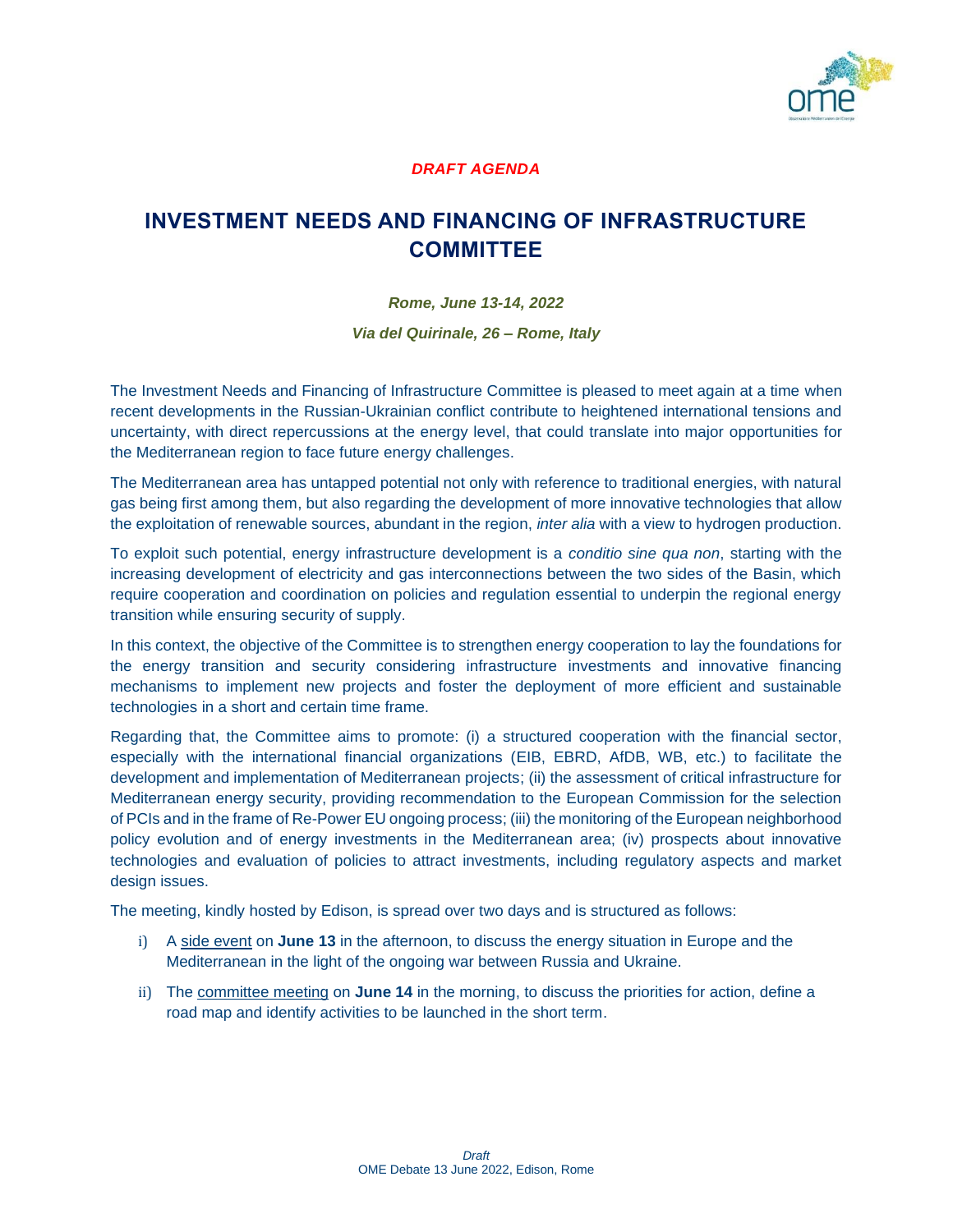*DRAFT AGENDA*

# INVESTMENT NEEDS AND FINANCING OF INFRASTRUCTURE COMMITTEE

***Rome, June 13-14, 2022***

***Via del Quirinale, 26 – Rome, Italy***

The Investment Needs and Financing of Infrastructure Committee is pleased to meet again at a time when recent developments in the Russian-Ukrainian conflict contribute to heightened international tensions and uncertainty, with direct repercussions at the energy level, that could translate into major opportunities for the Mediterranean region to face future energy challenges.

The Mediterranean area has untapped potential not only with reference to traditional energies, with natural gas being first among them, but also regarding the development of more innovative technologies that allow the exploitation of renewable sources, abundant in the region, *inter alia* with a view to hydrogen production.

To exploit such potential, energy infrastructure development is a *conditio sine qua non*, starting with the increasing development of electricity and gas interconnections between the two sides of the Basin, which require cooperation and coordination on policies and regulation essential to underpin the regional energy transition while ensuring security of supply.

In this context, the objective of the Committee is to strengthen energy cooperation to lay the foundations for the energy transition and security considering infrastructure investments and innovative financing mechanisms to implement new projects and foster the deployment of more efficient and sustainable technologies in a short and certain time frame.

Regarding that, the Committee aims to promote: (i) a structured cooperation with the financial sector, especially with the international financial organizations (EIB, EBRD, AfDB, WB, etc.) to facilitate the development and implementation of Mediterranean projects; (ii) the assessment of critical infrastructure for Mediterranean energy security, providing recommendation to the European Commission for the selection of PCIs and in the frame of Re-Power EU ongoing process; (iii) the monitoring of the European neighborhood policy evolution and of energy investments in the Mediterranean area; (iv) prospects about innovative technologies and evaluation of policies to attract investments, including regulatory aspects and market design issues.

The meeting, kindly hosted by Edison, is spread over two days and is structured as follows:

i) A side event on **June 13** in the afternoon, to discuss the energy situation in Europe and the Mediterranean in the light of the ongoing war between Russia and Ukraine.

ii) The committee meeting on **June 14** in the morning, to discuss the priorities for action, define a road map and identify activities to be launched in the short term.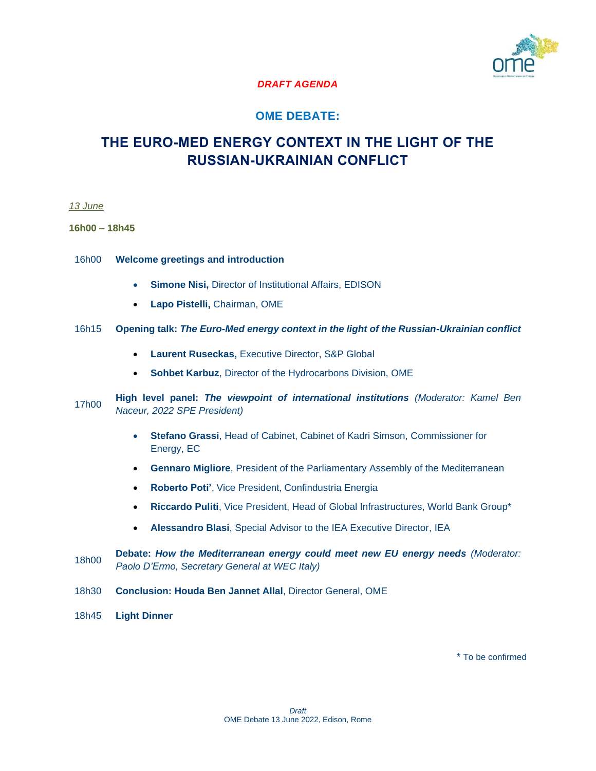*DRAFT AGENDA*

## OME DEBATE:

# THE EURO-MED ENERGY CONTEXT IN THE LIGHT OF THE RUSSIAN-UKRAINIAN CONFLICT

*13 June*

**16h00 – 18h45**

16h00 **Welcome greetings and introduction**

- **Simone Nisi,** Director of Institutional Affairs, EDISON
- **Lapo Pistelli,** Chairman, OME

16h15 **Opening talk:** ***The Euro-Med energy context in the light of the Russian-Ukrainian conflict***

- **Laurent Ruseckas,** Executive Director, S&P Global
- **Sohbet Karbuz**, Director of the Hydrocarbons Division, OME

17h00 **High level panel:** ***The viewpoint of international institutions*** *(Moderator: Kamel Ben Naceur, 2022 SPE President)*

- **Stefano Grassi**, Head of Cabinet, Cabinet of Kadri Simson, Commissioner for Energy, EC
- **Gennaro Migliore**, President of the Parliamentary Assembly of the Mediterranean
- **Roberto Poti'**, Vice President, Confindustria Energia
- **Riccardo Puliti**, Vice President, Head of Global Infrastructures, World Bank Group*
- **Alessandro Blasi**, Special Advisor to the IEA Executive Director, IEA

18h00 **Debate:** ***How the Mediterranean energy could meet new EU energy needs*** *(Moderator: Paolo D'Ermo, Secretary General at WEC Italy)*

18h30 **Conclusion: Houda Ben Jannet Allal**, Director General, OME

18h45 **Light Dinner**

\* To be confirmed

*Draft*
OME Debate 13 June 2022, Edison, Rome